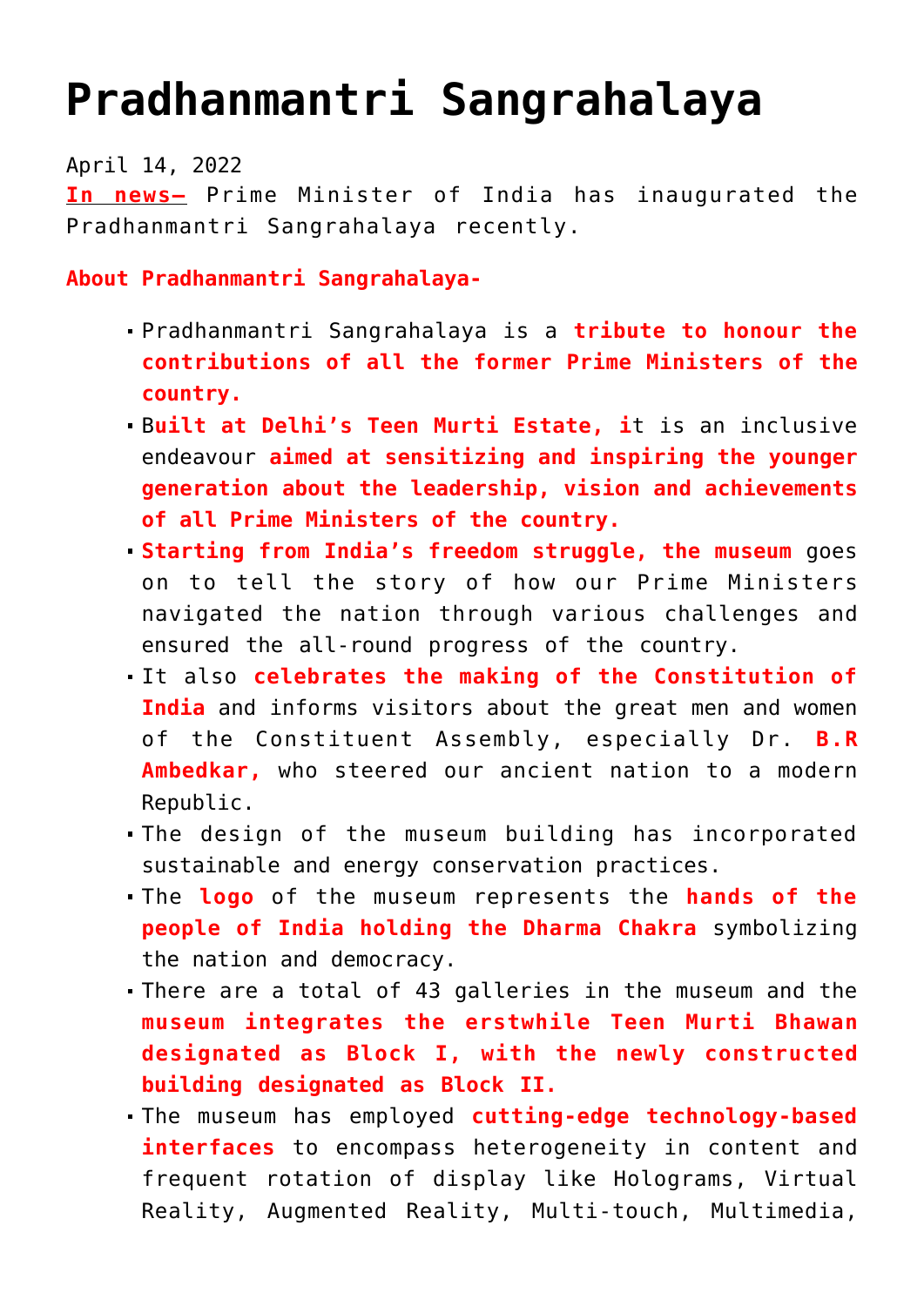# Pradhanmantri Sangrahalaya

April 14, 2022

**In news–** Prime Minister of India has inaugurated the Pradhanmantri Sangrahalaya recently.

**About Pradhanmantri Sangrahalaya-**

- Pradhanmantri Sangrahalaya is a **tribute to honour the contributions of all the former Prime Ministers of the country.**
- B**uilt at Delhi's Teen Murti Estate, i**t is an inclusive endeavour **aimed at sensitizing and inspiring the younger generation about the leadership, vision and achievements of all Prime Ministers of the country.**
- **Starting from India's freedom struggle, the museum** goes on to tell the story of how our Prime Ministers navigated the nation through various challenges and ensured the all-round progress of the country.
- It also **celebrates the making of the Constitution of India** and informs visitors about the great men and women of the Constituent Assembly, especially Dr. **B.R Ambedkar,** who steered our ancient nation to a modern Republic.
- The design of the museum building has incorporated sustainable and energy conservation practices.
- The **logo** of the museum represents the **hands of the people of India holding the Dharma Chakra** symbolizing the nation and democracy.
- There are a total of 43 galleries in the museum and the **museum integrates the erstwhile Teen Murti Bhawan designated as Block I, with the newly constructed building designated as Block II.**
- The museum has employed **cutting-edge technology-based interfaces** to encompass heterogeneity in content and frequent rotation of display like Holograms, Virtual Reality, Augmented Reality, Multi-touch, Multimedia,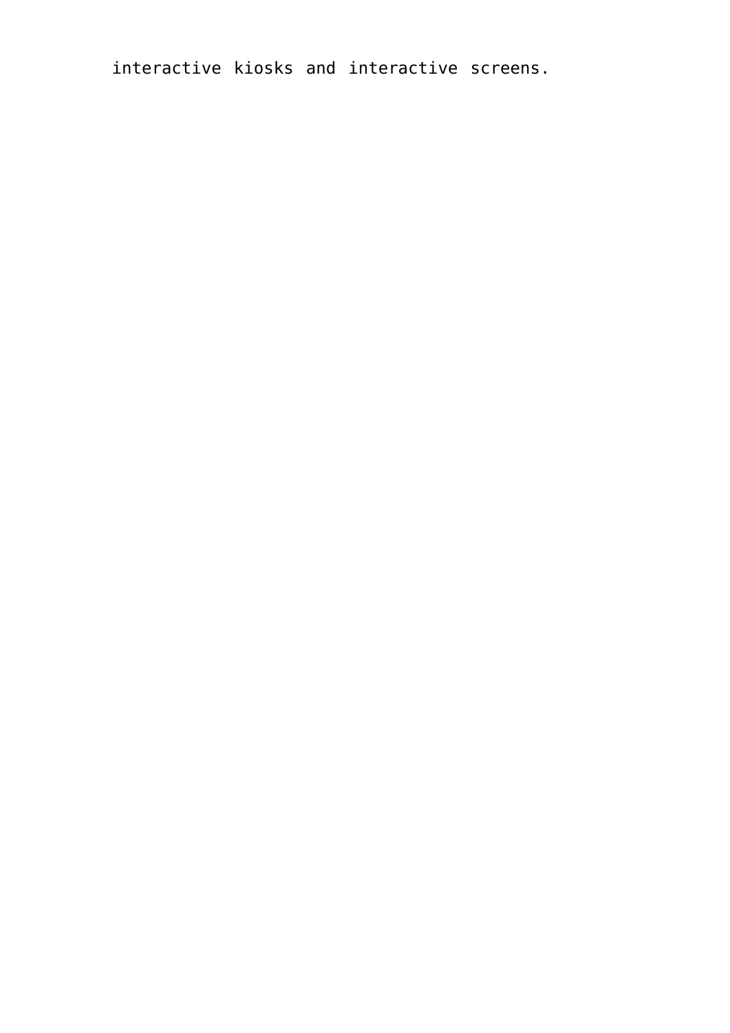interactive kiosks and interactive screens.